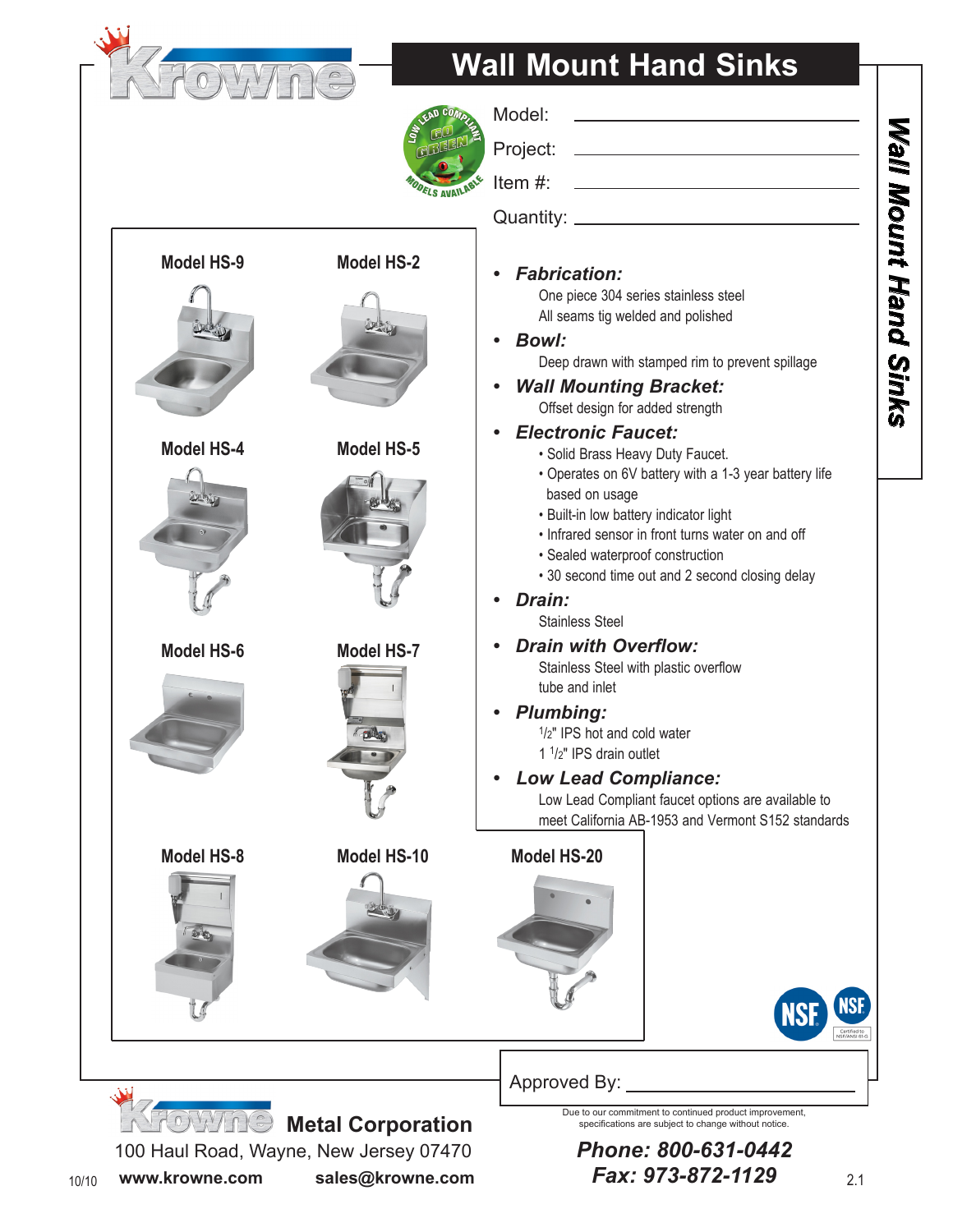# Wall Mount Hand Sinks

Model: ______________________

Project: ______________________

Item #: ______________________

Quantity: ______________________

Model HS-9

Model HS-2

Model HS-4

Model HS-5

Model HS-6

Model HS-7

Model HS-8

Model HS-10

Model HS-20

- ***Fabrication:***
  One piece 304 series stainless steel
  All seams tig welded and polished
- ***Bowl:***
  Deep drawn with stamped rim to prevent spillage
- ***Wall Mounting Bracket:***
  Offset design for added strength
- ***Electronic Faucet:***
  - Solid Brass Heavy Duty Faucet.
  - Operates on 6V battery with a 1-3 year battery life based on usage
  - Built-in low battery indicator light
  - Infrared sensor in front turns water on and off
  - Sealed waterproof construction
  - 30 second time out and 2 second closing delay
- ***Drain:***
  Stainless Steel
- ***Drain with Overflow:***
  Stainless Steel with plastic overflow tube and inlet
- ***Plumbing:***
  1/2" IPS hot and cold water
  1 1/2" IPS drain outlet
- ***Low Lead Compliance:***
  Low Lead Compliant faucet options are available to meet California AB-1953 and Vermont S152 standards

Approved By: ______________________

Due to our commitment to continued product improvement, specifications are subject to change without notice.

**Krowne Metal Corporation**
100 Haul Road, Wayne, New Jersey 07470
**www.krowne.com** **sales@krowne.com**

***Phone: 800-631-0442***
***Fax: 973-872-1129***

10/10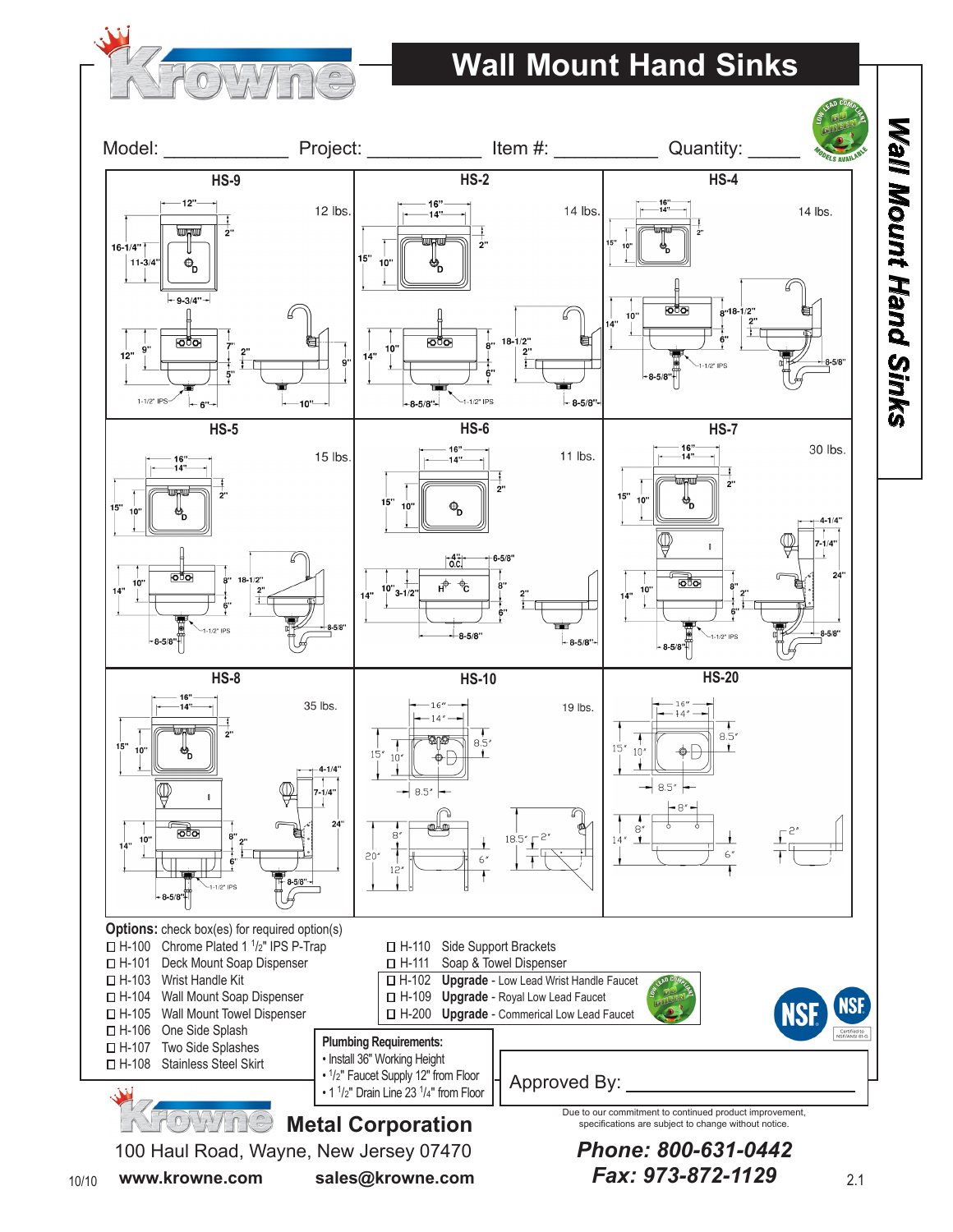# Wall Mount Hand Sinks

Model: ____________ Project: ___________ Item #: __________ Quantity: _____

LOW LEAD COMPLIANT GO GREEN MODELS AVAILABLE

## HS-9

12 lbs.

12"
2"
16-1/4"
11-3/4"
D
9-3/4"
12"
9"
7"
2"
9"
5"
1-1/2" IPS
6"
10"

## HS-2

14 lbs.

16"
14"
2"
15"
10"
D
14"
10"
8"
18-1/2"
2"
6"
8-5/8"
1-1/2" IPS
8-5/8"

## HS-4

14 lbs.

16"
14"
2"
15"
10"
D
14"
10"
8"
18-1/2"
2"
6"
1-1/2" IPS
8-5/8"
8-5/8"

## HS-5

15 lbs.

16"
14"
2"
15"
10"
D
14"
10"
8"
18-1/2"
2"
6"
1-1/2" IPS
8-5/8"
8-5/8"

## HS-6

11 lbs.

16"
14"
2"
15"
10"
D
4"
O.C.
6-5/8"
H
C
14"
10"
3-1/2"
8"
2"
6"
8-5/8"
8-5/8"

## HS-7

30 lbs.

16"
14"
2"
15"
10"
D
4-1/4"
7-1/4"
24"
14"
10"
8"
2"
6"
1-1/2" IPS
8-5/8"
8-5/8"

## HS-8

35 lbs.

16"
14"
2"
15"
10"
D
4-1/4"
7-1/4"
24"
14"
10"
8"
2"
6"
1-1/2" IPS
8-5/8"
8-5/8"

## HS-10

19 lbs.

16"
14"
8.5"
15"
10"
8.5"
8"
20"
12"
6"
18.5"
2"

## HS-20

16"
14"
8.5"
15"
10"
8.5"
8"
8"
14"
6"
2"

**Options:** check box(es) for required option(s)

- ☐ H-100 Chrome Plated 1 1/2" IPS P-Trap
- ☐ H-101 Deck Mount Soap Dispenser
- ☐ H-103 Wrist Handle Kit
- ☐ H-104 Wall Mount Soap Dispenser
- ☐ H-105 Wall Mount Towel Dispenser
- ☐ H-106 One Side Splash
- ☐ H-107 Two Side Splashes
- ☐ H-108 Stainless Steel Skirt
- ☐ H-110 Side Support Brackets
- ☐ H-111 Soap & Towel Dispenser
- ☐ H-102 **Upgrade** - Low Lead Wrist Handle Faucet
- ☐ H-109 **Upgrade** - Royal Low Lead Faucet
- ☐ H-200 **Upgrade** - Commerical Low Lead Faucet

**Plumbing Requirements:**

- Install 36" Working Height
- 1/2" Faucet Supply 12" from Floor
- 1 1/2" Drain Line 23 1/4" from Floor

Approved By: ______________________

NSF Certified to NSF/ANSI 61-G

Due to our commitment to continued product improvement, specifications are subject to change without notice.

**Krowne Metal Corporation**

100 Haul Road, Wayne, New Jersey 07470

**www.krowne.com** **sales@krowne.com**

***Phone: 800-631-0442***

***Fax: 973-872-1129***

10/10